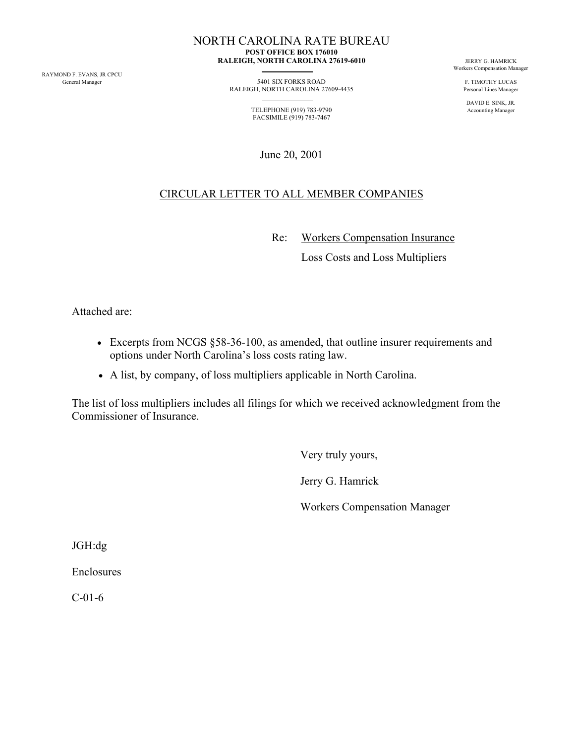# NORTH CAROLINA RATE BUREAU

**POST OFFICE BOX 176010**
**RALEIGH, NORTH CAROLINA 27619-6010**

5401 SIX FORKS ROAD
RALEIGH, NORTH CAROLINA 27609-4435

TELEPHONE (919) 783-9790
FACSIMILE (919) 783-7467

RAYMOND F. EVANS, JR CPCU
General Manager

JERRY G. HAMRICK
Workers Compensation Manager

F. TIMOTHY LUCAS
Personal Lines Manager

DAVID E. SINK, JR.
Accounting Manager

June 20, 2001

## CIRCULAR LETTER TO ALL MEMBER COMPANIES

Re: Workers Compensation Insurance
Loss Costs and Loss Multipliers

Attached are:

- Excerpts from NCGS §58-36-100, as amended, that outline insurer requirements and options under North Carolina's loss costs rating law.
- A list, by company, of loss multipliers applicable in North Carolina.

The list of loss multipliers includes all filings for which we received acknowledgment from the Commissioner of Insurance.

Very truly yours,

Jerry G. Hamrick

Workers Compensation Manager

JGH:dg

Enclosures

C-01-6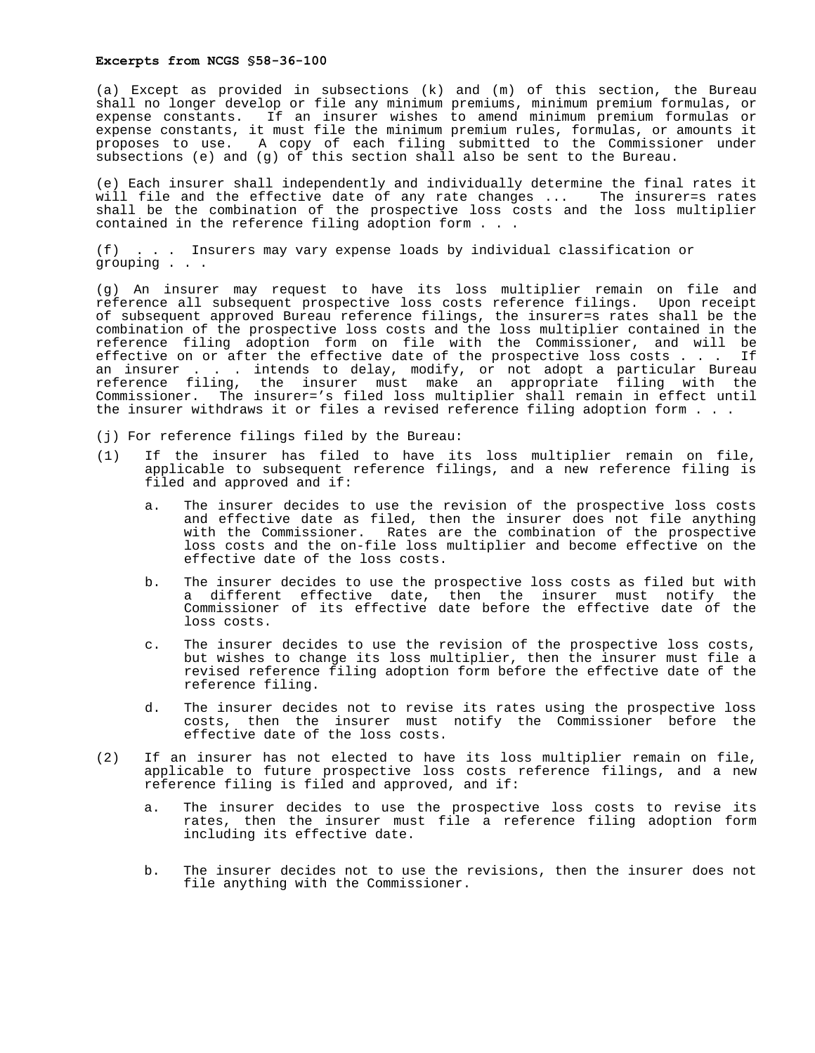**Excerpts from NCGS §58-36-100**

(a) Except as provided in subsections (k) and (m) of this section, the Bureau shall no longer develop or file any minimum premiums, minimum premium formulas, or expense constants. If an insurer wishes to amend minimum premium formulas or expense constants, it must file the minimum premium rules, formulas, or amounts it proposes to use. A copy of each filing submitted to the Commissioner under subsections (e) and (g) of this section shall also be sent to the Bureau.

(e) Each insurer shall independently and individually determine the final rates it will file and the effective date of any rate changes ... The insurer=s rates shall be the combination of the prospective loss costs and the loss multiplier contained in the reference filing adoption form . . .

(f) . . . Insurers may vary expense loads by individual classification or grouping . . .

(g) An insurer may request to have its loss multiplier remain on file and reference all subsequent prospective loss costs reference filings. Upon receipt of subsequent approved Bureau reference filings, the insurer=s rates shall be the combination of the prospective loss costs and the loss multiplier contained in the reference filing adoption form on file with the Commissioner, and will be effective on or after the effective date of the prospective loss costs . . . If an insurer . . . intends to delay, modify, or not adopt a particular Bureau reference filing, the insurer must make an appropriate filing with the Commissioner. The insurer=’s filed loss multiplier shall remain in effect until the insurer withdraws it or files a revised reference filing adoption form . . .

(j) For reference filings filed by the Bureau:

(1) If the insurer has filed to have its loss multiplier remain on file, applicable to subsequent reference filings, and a new reference filing is filed and approved and if:

   a. The insurer decides to use the revision of the prospective loss costs and effective date as filed, then the insurer does not file anything with the Commissioner. Rates are the combination of the prospective loss costs and the on-file loss multiplier and become effective on the effective date of the loss costs.

   b. The insurer decides to use the prospective loss costs as filed but with a different effective date, then the insurer must notify the Commissioner of its effective date before the effective date of the loss costs.

   c. The insurer decides to use the revision of the prospective loss costs, but wishes to change its loss multiplier, then the insurer must file a revised reference filing adoption form before the effective date of the reference filing.

   d. The insurer decides not to revise its rates using the prospective loss costs, then the insurer must notify the Commissioner before the effective date of the loss costs.

(2) If an insurer has not elected to have its loss multiplier remain on file, applicable to future prospective loss costs reference filings, and a new reference filing is filed and approved, and if:

   a. The insurer decides to use the prospective loss costs to revise its rates, then the insurer must file a reference filing adoption form including its effective date.

   b. The insurer decides not to use the revisions, then the insurer does not file anything with the Commissioner.